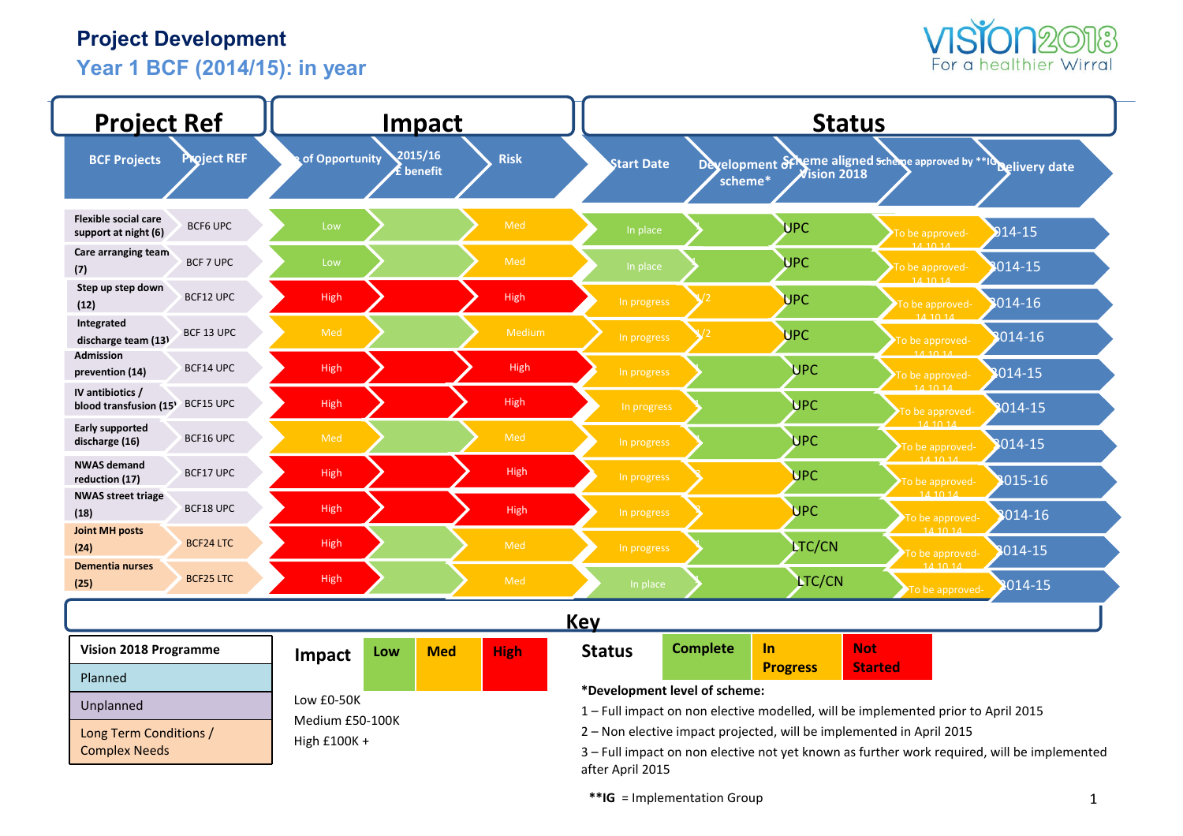# Project Development

## Year 1 BCF (2014/15): in year

For a healthier Wirral

| Project Ref | | Impact | | | Status | | | | |
|---|---|---|---|---|---|---|---|---|---|
| BCF Projects | Project REF | of Opportunity | 2015/16 £ benefit | Risk | Start Date | Development of scheme* | Scheme aligned to Vision 2018 | Scheme approved by **IG | Delivery date |
| Flexible social care support at night (6) | BCF6 UPC | Low | | Med | In place | 1 | UPC | To be approved- 14.10.14 | 2014-15 |
| Care arranging team (7) | BCF 7 UPC | Low | | Med | In place | 1 | UPC | To be approved- 14.10.14 | 2014-15 |
| Step up step down (12) | BCF12 UPC | High | | High | In progress | 1/2 | UPC | To be approved- 14.10.14 | 2014-16 |
| Integrated discharge team (13) | BCF 13 UPC | Med | | Medium | In progress | 1/2 | UPC | To be approved- 14.10.14 | 2014-16 |
| Admission prevention (14) | BCF14 UPC | High | | High | In progress | 1 | UPC | To be approved- 14.10.14 | 2014-15 |
| IV antibiotics / blood transfusion (15) | BCF15 UPC | High | | High | In progress | 1 | UPC | To be approved- 14.10.14 | 2014-15 |
| Early supported discharge (16) | BCF16 UPC | Med | | Med | In progress | 1 | UPC | To be approved- 14.10.14 | 2014-15 |
| NWAS demand reduction (17) | BCF17 UPC | High | | High | In progress | 2 | UPC | To be approved- 14.10.14 | 2015-16 |
| NWAS street triage (18) | BCF18 UPC | High | | High | In progress | 2 | UPC | To be approved- 14.10.14 | 2014-16 |
| Joint MH posts (24) | BCF24 LTC | High | | Med | In progress | 1 | LTC/CN | To be approved- 14.10.14 | 2014-15 |
| Dementia nurses (25) | BCF25 LTC | High | | Med | In place | 1 | LTC/CN | To be approved- | 2014-15 |

## Key

| Vision 2018 Programme |
|---|
| Planned |
| Unplanned |
| Long Term Conditions / Complex Needs |

**Impact**: Low | Med | High

Low £0-50K
Medium £50-100K
High £100K +

**Status**: Complete | In Progress | Not Started

**\*Development level of scheme:**

1 – Full impact on non elective modelled, will be implemented prior to April 2015

2 – Non elective impact projected, will be implemented in April 2015

3 – Full impact on non elective not yet known as further work required, will be implemented after April 2015

****IG** = Implementation Group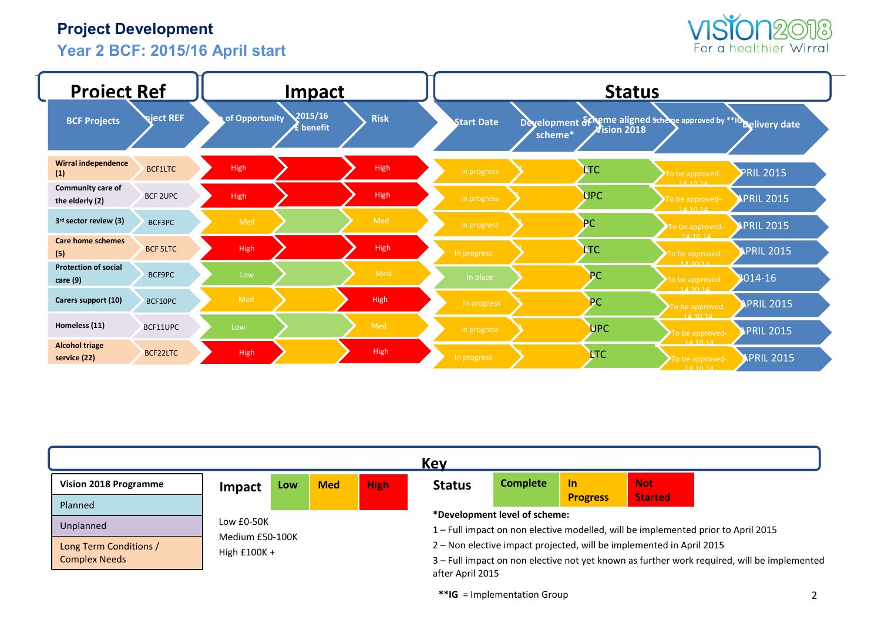# Project Development

## Year 2 BCF: 2015/16 April start

| Project Ref | | Impact | | | Status | | | | |
|---|---|---|---|---|---|---|---|---|---|
| BCF Projects | Project REF | Size of Opportunity | 2015/16 £ benefit | Risk | Start Date | Development of scheme* | Scheme aligned to Vision 2018 | Scheme approved by **IG | Delivery date |
| Wirral independence (1) | BCF1LTC | High | | High | In progress | 3 | LTC | To be approved- 14.10.14 | APRIL 2015 |
| Community care of the elderly (2) | BCF 2UPC | High | | High | In progress | | UPC | To be approved- 14.10.14 | APRIL 2015 |
| 3rd sector review (3) | BCF3PC | Med | | Med | In progress | | PC | To be approved- 14.10.14 | APRIL 2015 |
| Care home schemes (5) | BCF 5LTC | High | | High | In progress | | LTC | To be approved- 14.10.14 | APRIL 2015 |
| Protection of social care (9) | BCF9PC | Low | | Med | In place | | PC | To be approved- 14.10.14 | 2014-16 |
| Carers support (10) | BCF10PC | Med | | High | In progress | | PC | To be approved- 14.10.14 | APRIL 2015 |
| Homeless (11) | BCF11UPC | Low | | Med | In progress | | UPC | To be approved- 14.10.14 | APRIL 2015 |
| Alcohol triage service (22) | BCF22LTC | High | | High | In progress | | LTC | To be approved- 14.10.14 | APRIL 2015 |

## Key

| Vision 2018 Programme |
|---|
| Planned |
| Unplanned |
| Long Term Conditions / Complex Needs |

**Impact**: Low | Med | High

Low £0-50K
Medium £50-100K
High £100K +

**Status**: Complete | In Progress | Not Started

**\*Development level of scheme:**

1 – Full impact on non elective modelled, will be implemented prior to April 2015

2 – Non elective impact projected, will be implemented in April 2015

3 – Full impact on non elective not yet known as further work required, will be implemented after April 2015

**\*\*IG** = Implementation Group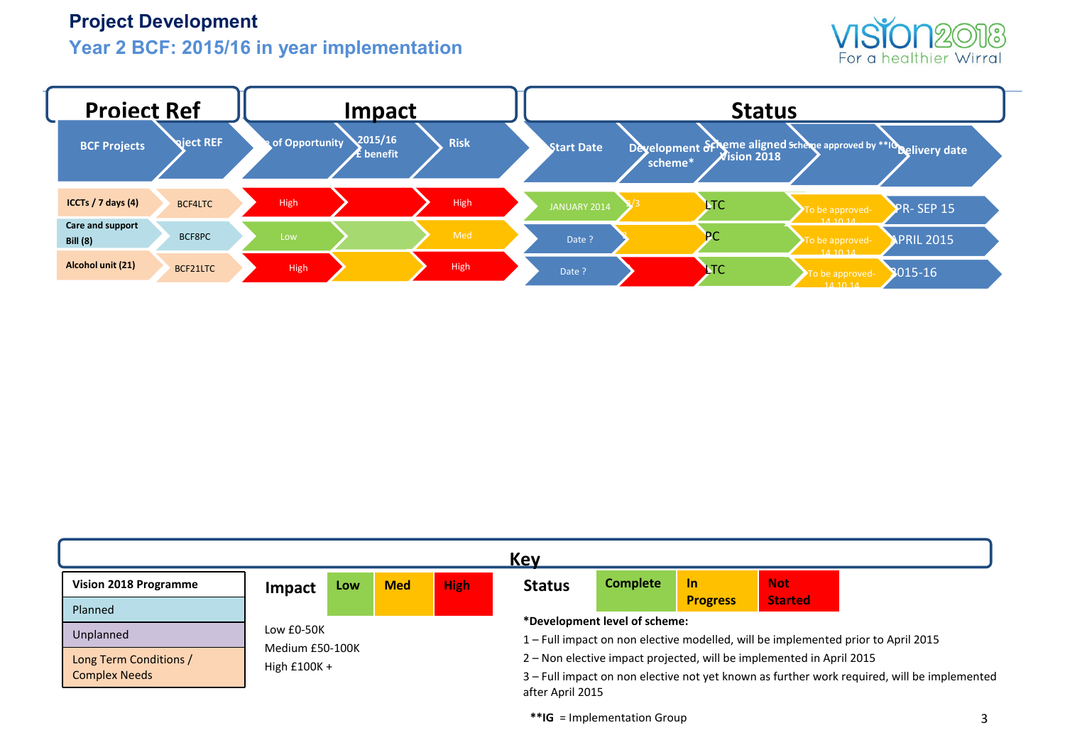# Project Development

## Year 2 BCF: 2015/16 in year implementation

| Project Ref | | Impact | | | Status | | | | |
|---|---|---|---|---|---|---|---|---|---|
| BCF Projects | Project REF | Size of Opportunity | 2015/16 £ benefit | Risk | Start Date | Development of scheme* | Scheme aligned to Vision 2018 | Scheme approved by **IG | Delivery date |
| ICCTs / 7 days (4) | BCF4LTC | High | | High | JANUARY 2014 | 2/3 | LTC | To be approved- 14.10.14 | APR- SEP 15 |
| Care and support Bill (8) | BCF8PC | Low | | Med | Date ? | 2 | PC | To be approved- 14.10.14 | APRIL 2015 |
| Alcohol unit (21) | BCF21LTC | High | | High | Date ? | | LTC | To be approved- 14.10.14 | 2015-16 |

## Key

| Vision 2018 Programme |
|---|
| Planned |
| Unplanned |
| Long Term Conditions / Complex Needs |

**Impact**: Low | Med | High

Low £0-50K
Medium £50-100K
High £100K +

**Status**: Complete | In Progress | Not Started

**\*Development level of scheme:**

1 – Full impact on non elective modelled, will be implemented prior to April 2015

2 – Non elective impact projected, will be implemented in April 2015

3 – Full impact on non elective not yet known as further work required, will be implemented after April 2015

****IG** = Implementation Group